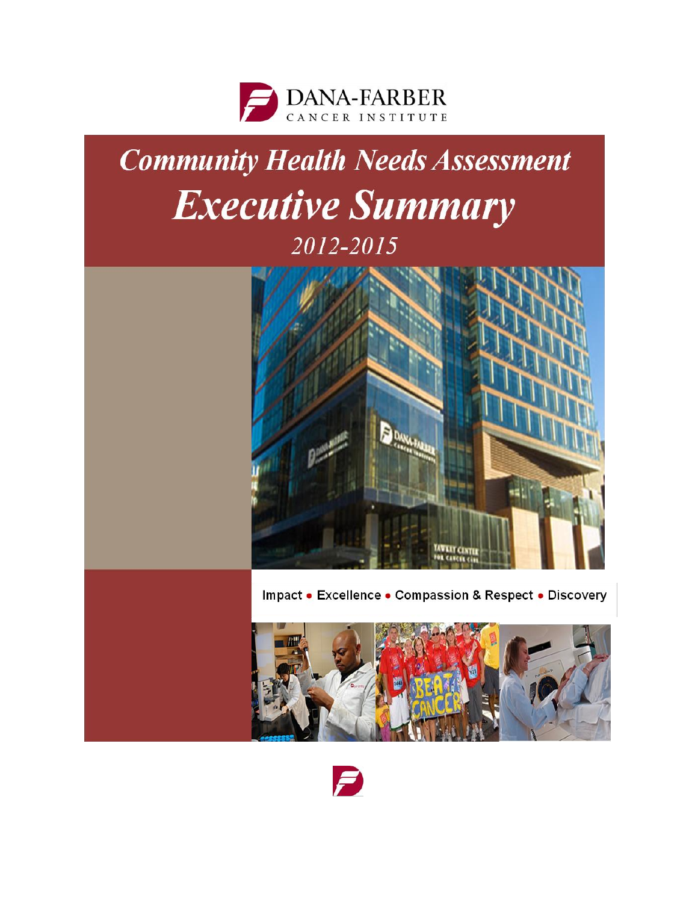DANA-FARBER
CANCER INSTITUTE

# Community Health Needs Assessment

# Executive Summary

*2012-2015*

Impact • Excellence • Compassion & Respect • Discovery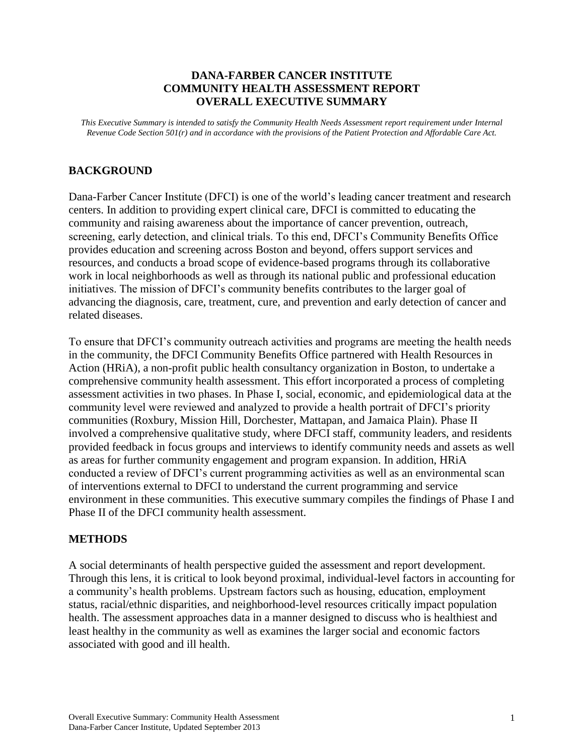# DANA-FARBER CANCER INSTITUTE COMMUNITY HEALTH ASSESSMENT REPORT OVERALL EXECUTIVE SUMMARY

*This Executive Summary is intended to satisfy the Community Health Needs Assessment report requirement under Internal Revenue Code Section 501(r) and in accordance with the provisions of the Patient Protection and Affordable Care Act.*

## BACKGROUND

Dana-Farber Cancer Institute (DFCI) is one of the world's leading cancer treatment and research centers. In addition to providing expert clinical care, DFCI is committed to educating the community and raising awareness about the importance of cancer prevention, outreach, screening, early detection, and clinical trials. To this end, DFCI's Community Benefits Office provides education and screening across Boston and beyond, offers support services and resources, and conducts a broad scope of evidence-based programs through its collaborative work in local neighborhoods as well as through its national public and professional education initiatives. The mission of DFCI's community benefits contributes to the larger goal of advancing the diagnosis, care, treatment, cure, and prevention and early detection of cancer and related diseases.

To ensure that DFCI's community outreach activities and programs are meeting the health needs in the community, the DFCI Community Benefits Office partnered with Health Resources in Action (HRiA), a non-profit public health consultancy organization in Boston, to undertake a comprehensive community health assessment. This effort incorporated a process of completing assessment activities in two phases. In Phase I, social, economic, and epidemiological data at the community level were reviewed and analyzed to provide a health portrait of DFCI's priority communities (Roxbury, Mission Hill, Dorchester, Mattapan, and Jamaica Plain). Phase II involved a comprehensive qualitative study, where DFCI staff, community leaders, and residents provided feedback in focus groups and interviews to identify community needs and assets as well as areas for further community engagement and program expansion. In addition, HRiA conducted a review of DFCI's current programming activities as well as an environmental scan of interventions external to DFCI to understand the current programming and service environment in these communities. This executive summary compiles the findings of Phase I and Phase II of the DFCI community health assessment.

## METHODS

A social determinants of health perspective guided the assessment and report development. Through this lens, it is critical to look beyond proximal, individual-level factors in accounting for a community's health problems. Upstream factors such as housing, education, employment status, racial/ethnic disparities, and neighborhood-level resources critically impact population health. The assessment approaches data in a manner designed to discuss who is healthiest and least healthy in the community as well as examines the larger social and economic factors associated with good and ill health.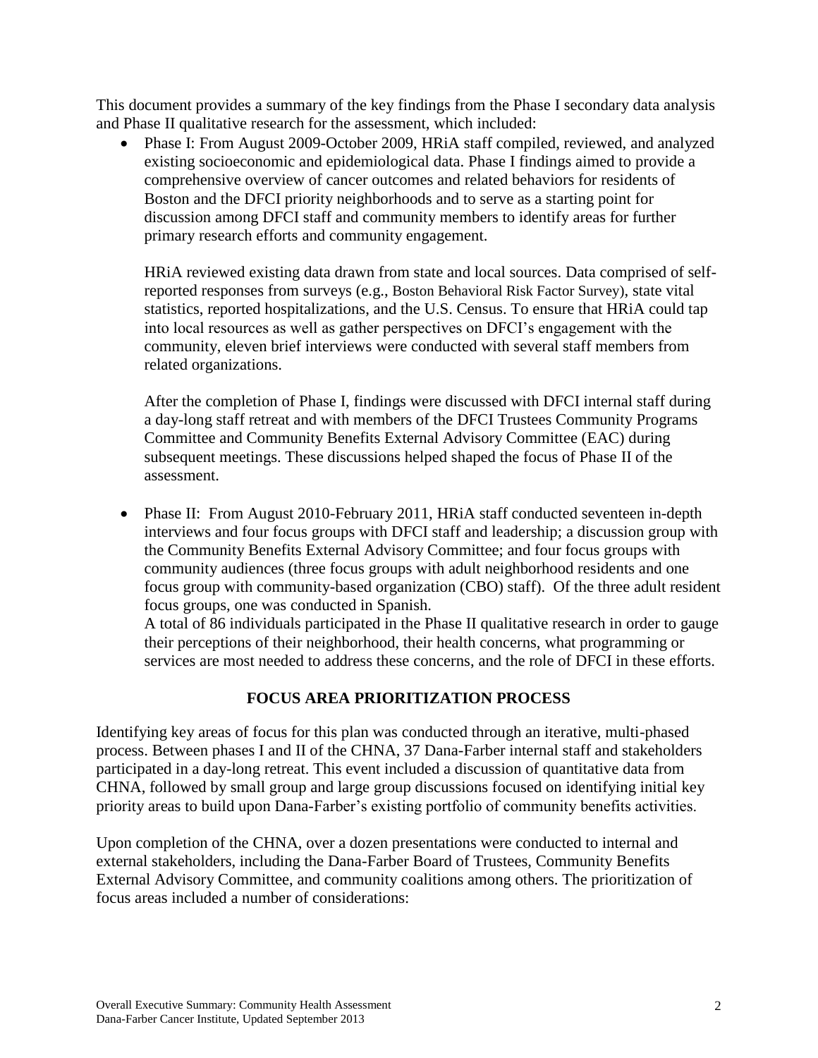This document provides a summary of the key findings from the Phase I secondary data analysis and Phase II qualitative research for the assessment, which included:

- Phase I: From August 2009-October 2009, HRiA staff compiled, reviewed, and analyzed existing socioeconomic and epidemiological data. Phase I findings aimed to provide a comprehensive overview of cancer outcomes and related behaviors for residents of Boston and the DFCI priority neighborhoods and to serve as a starting point for discussion among DFCI staff and community members to identify areas for further primary research efforts and community engagement.

  HRiA reviewed existing data drawn from state and local sources. Data comprised of self-reported responses from surveys (e.g., Boston Behavioral Risk Factor Survey), state vital statistics, reported hospitalizations, and the U.S. Census. To ensure that HRiA could tap into local resources as well as gather perspectives on DFCI's engagement with the community, eleven brief interviews were conducted with several staff members from related organizations.

  After the completion of Phase I, findings were discussed with DFCI internal staff during a day-long staff retreat and with members of the DFCI Trustees Community Programs Committee and Community Benefits External Advisory Committee (EAC) during subsequent meetings. These discussions helped shaped the focus of Phase II of the assessment.

- Phase II: From August 2010-February 2011, HRiA staff conducted seventeen in-depth interviews and four focus groups with DFCI staff and leadership; a discussion group with the Community Benefits External Advisory Committee; and four focus groups with community audiences (three focus groups with adult neighborhood residents and one focus group with community-based organization (CBO) staff). Of the three adult resident focus groups, one was conducted in Spanish.
  A total of 86 individuals participated in the Phase II qualitative research in order to gauge their perceptions of their neighborhood, their health concerns, what programming or services are most needed to address these concerns, and the role of DFCI in these efforts.

## FOCUS AREA PRIORITIZATION PROCESS

Identifying key areas of focus for this plan was conducted through an iterative, multi-phased process. Between phases I and II of the CHNA, 37 Dana-Farber internal staff and stakeholders participated in a day-long retreat. This event included a discussion of quantitative data from CHNA, followed by small group and large group discussions focused on identifying initial key priority areas to build upon Dana-Farber's existing portfolio of community benefits activities.

Upon completion of the CHNA, over a dozen presentations were conducted to internal and external stakeholders, including the Dana-Farber Board of Trustees, Community Benefits External Advisory Committee, and community coalitions among others. The prioritization of focus areas included a number of considerations: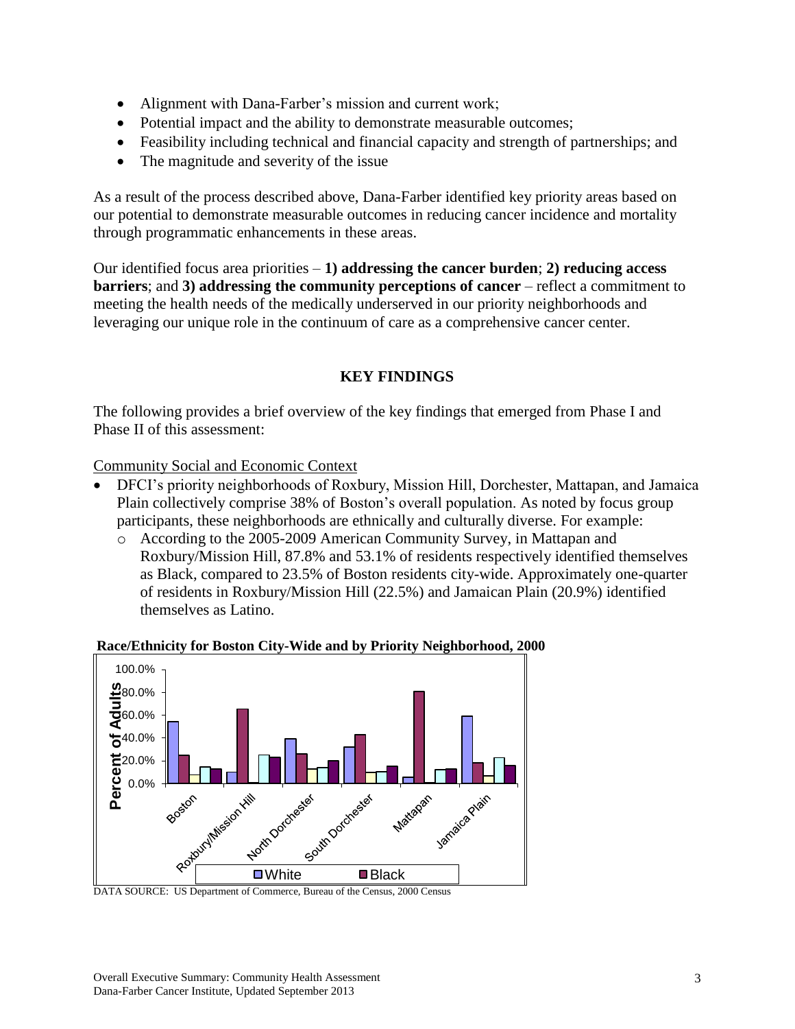- Alignment with Dana-Farber's mission and current work;
- Potential impact and the ability to demonstrate measurable outcomes;
- Feasibility including technical and financial capacity and strength of partnerships; and
- The magnitude and severity of the issue

As a result of the process described above, Dana-Farber identified key priority areas based on our potential to demonstrate measurable outcomes in reducing cancer incidence and mortality through programmatic enhancements in these areas.

Our identified focus area priorities – **1) addressing the cancer burden**; **2) reducing access barriers**; and **3) addressing the community perceptions of cancer** – reflect a commitment to meeting the health needs of the medically underserved in our priority neighborhoods and leveraging our unique role in the continuum of care as a comprehensive cancer center.

## KEY FINDINGS

The following provides a brief overview of the key findings that emerged from Phase I and Phase II of this assessment:

Community Social and Economic Context

- DFCI's priority neighborhoods of Roxbury, Mission Hill, Dorchester, Mattapan, and Jamaica Plain collectively comprise 38% of Boston's overall population. As noted by focus group participants, these neighborhoods are ethnically and culturally diverse. For example:
  - According to the 2005-2009 American Community Survey, in Mattapan and Roxbury/Mission Hill, 87.8% and 53.1% of residents respectively identified themselves as Black, compared to 23.5% of Boston residents city-wide. Approximately one-quarter of residents in Roxbury/Mission Hill (22.5%) and Jamaican Plain (20.9%) identified themselves as Latino.

**Race/Ethnicity for Boston City-Wide and by Priority Neighborhood, 2000**

DATA SOURCE: US Department of Commerce, Bureau of the Census, 2000 Census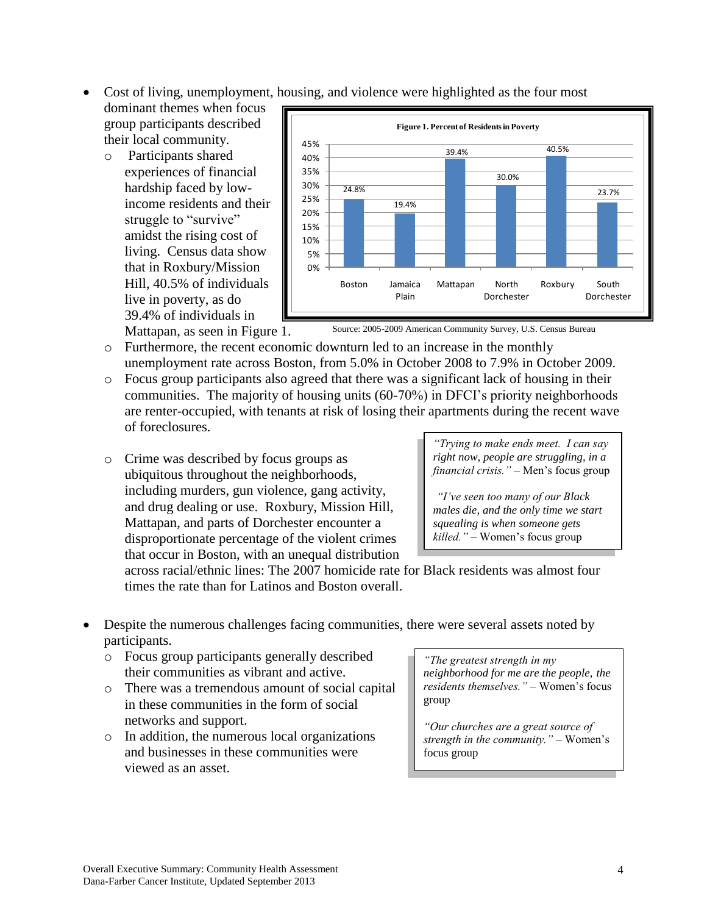- Cost of living, unemployment, housing, and violence were highlighted as the four most dominant themes when focus group participants described their local community.
  - Participants shared experiences of financial hardship faced by low-income residents and their struggle to "survive" amidst the rising cost of living. Census data show that in Roxbury/Mission Hill, 40.5% of individuals live in poverty, as do 39.4% of individuals in Mattapan, as seen in Figure 1.

**Figure 1. Percent of Residents in Poverty**

| Neighborhood | Percent |
|---|---|
| Boston | 24.8% |
| Jamaica Plain | 19.4% |
| Mattapan | 39.4% |
| North Dorchester | 30.0% |
| Roxbury | 40.5% |
| South Dorchester | 23.7% |

Source: 2005-2009 American Community Survey, U.S. Census Bureau

  - Furthermore, the recent economic downturn led to an increase in the monthly unemployment rate across Boston, from 5.0% in October 2008 to 7.9% in October 2009.
  - Focus group participants also agreed that there was a significant lack of housing in their communities. The majority of housing units (60-70%) in DFCI's priority neighborhoods are renter-occupied, with tenants at risk of losing their apartments during the recent wave of foreclosures.
  - Crime was described by focus groups as ubiquitous throughout the neighborhoods, including murders, gun violence, gang activity, and drug dealing or use. Roxbury, Mission Hill, Mattapan, and parts of Dorchester encounter a disproportionate percentage of the violent crimes that occur in Boston, with an unequal distribution across racial/ethnic lines: The 2007 homicide rate for Black residents was almost four times the rate than for Latinos and Boston overall.

> *"Trying to make ends meet. I can say right now, people are struggling, in a financial crisis."* – Men's focus group
>
> *"I've seen too many of our Black males die, and the only time we start squealing is when someone gets killed."* – Women's focus group

- Despite the numerous challenges facing communities, there were several assets noted by participants.
  - Focus group participants generally described their communities as vibrant and active.
  - There was a tremendous amount of social capital in these communities in the form of social networks and support.
  - In addition, the numerous local organizations and businesses in these communities were viewed as an asset.

> *"The greatest strength in my neighborhood for me are the people, the residents themselves."* – Women's focus group
>
> *"Our churches are a great source of strength in the community."* – Women's focus group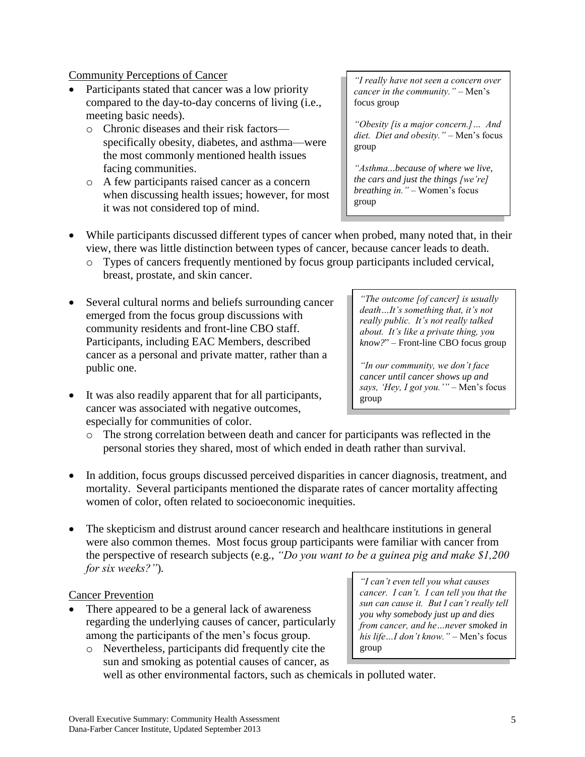Community Perceptions of Cancer

- Participants stated that cancer was a low priority compared to the day-to-day concerns of living (i.e., meeting basic needs).
  - Chronic diseases and their risk factors—specifically obesity, diabetes, and asthma—were the most commonly mentioned health issues facing communities.
  - A few participants raised cancer as a concern when discussing health issues; however, for most it was not considered top of mind.

> *"I really have not seen a concern over cancer in the community."* – Men's focus group
>
> *"Obesity [is a major concern.]… And diet. Diet and obesity."* – Men's focus group
>
> *"Asthma...because of where we live, the cars and just the things [we're] breathing in."* – Women's focus group

- While participants discussed different types of cancer when probed, many noted that, in their view, there was little distinction between types of cancer, because cancer leads to death.
  - Types of cancers frequently mentioned by focus group participants included cervical, breast, prostate, and skin cancer.
- Several cultural norms and beliefs surrounding cancer emerged from the focus group discussions with community residents and front-line CBO staff. Participants, including EAC Members, described cancer as a personal and private matter, rather than a public one.
- It was also readily apparent that for all participants, cancer was associated with negative outcomes, especially for communities of color.
  - The strong correlation between death and cancer for participants was reflected in the personal stories they shared, most of which ended in death rather than survival.

> *"The outcome [of cancer] is usually death…It's something that, it's not really public. It's not really talked about. It's like a private thing, you know?"* – Front-line CBO focus group
>
> *"In our community, we don't face cancer until cancer shows up and says, 'Hey, I got you.'"* – Men's focus group

- In addition, focus groups discussed perceived disparities in cancer diagnosis, treatment, and mortality. Several participants mentioned the disparate rates of cancer mortality affecting women of color, often related to socioeconomic inequities.
- The skepticism and distrust around cancer research and healthcare institutions in general were also common themes. Most focus group participants were familiar with cancer from the perspective of research subjects (e.g., *"Do you want to be a guinea pig and make $1,200 for six weeks?"*).

Cancer Prevention

- There appeared to be a general lack of awareness regarding the underlying causes of cancer, particularly among the participants of the men's focus group.
  - Nevertheless, participants did frequently cite the sun and smoking as potential causes of cancer, as well as other environmental factors, such as chemicals in polluted water.

> *"I can't even tell you what causes cancer. I can't. I can tell you that the sun can cause it. But I can't really tell you why somebody just up and dies from cancer, and he…never smoked in his life…I don't know."* – Men's focus group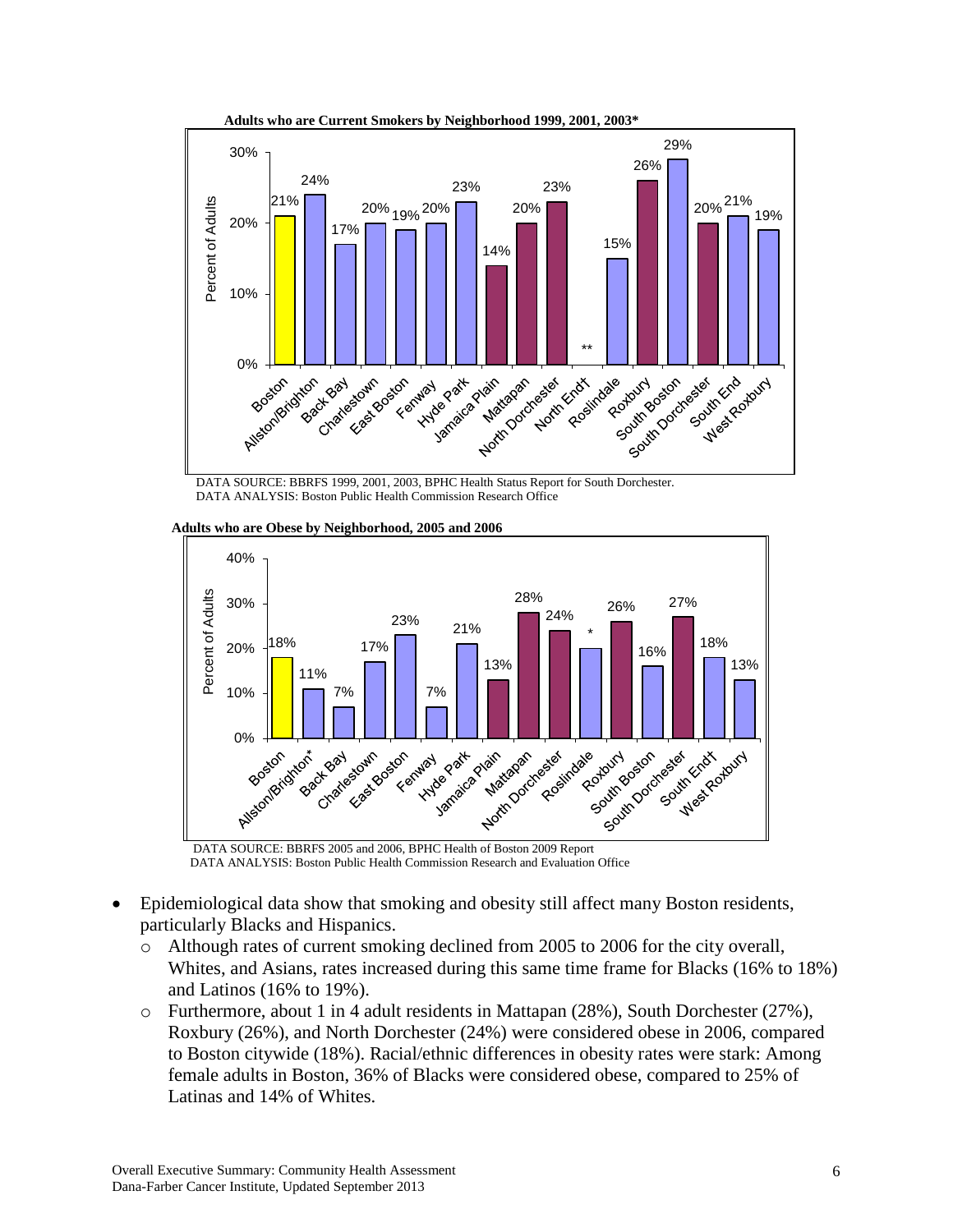**Adults who are Current Smokers by Neighborhood 1999, 2001, 2003***

| Neighborhood | Percent of Adults |
|---|---|
| Boston | 21% |
| Allston/Brighton | 24% |
| Back Bay | 17% |
| Charlestown | 20% |
| East Boston | 19% |
| Fenway | 20% |
| Hyde Park | 23% |
| Jamaica Plain | 14% |
| Mattapan | 20% |
| North Dorchester | 23% |
| North End† | ** |
| Roslindale | 15% |
| Roxbury | 26% |
| South Boston | 29% |
| South Dorchester | 20% |
| South End | 21% |
| West Roxbury | 19% |

DATA SOURCE: BBRFS 1999, 2001, 2003, BPHC Health Status Report for South Dorchester.
DATA ANALYSIS: Boston Public Health Commission Research Office

**Adults who are Obese by Neighborhood, 2005 and 2006**

| Neighborhood | Percent of Adults |
|---|---|
| Boston | 18% |
| Allston/Brighton* | 11% |
| Back Bay | 7% |
| Charlestown | 17% |
| East Boston | 23% |
| Fenway | 7% |
| Hyde Park | 21% |
| Jamaica Plain | 13% |
| Mattapan | 28% |
| North Dorchester | 24% |
| Roslindale | * |
| Roxbury | 26% |
| South Boston | 16% |
| South Dorchester | 27% |
| South End† | 18% |
| West Roxbury | 13% |

DATA SOURCE: BBRFS 2005 and 2006, BPHC Health of Boston 2009 Report
DATA ANALYSIS: Boston Public Health Commission Research and Evaluation Office

- Epidemiological data show that smoking and obesity still affect many Boston residents, particularly Blacks and Hispanics.
  - Although rates of current smoking declined from 2005 to 2006 for the city overall, Whites, and Asians, rates increased during this same time frame for Blacks (16% to 18%) and Latinos (16% to 19%).
  - Furthermore, about 1 in 4 adult residents in Mattapan (28%), South Dorchester (27%), Roxbury (26%), and North Dorchester (24%) were considered obese in 2006, compared to Boston citywide (18%). Racial/ethnic differences in obesity rates were stark: Among female adults in Boston, 36% of Blacks were considered obese, compared to 25% of Latinas and 14% of Whites.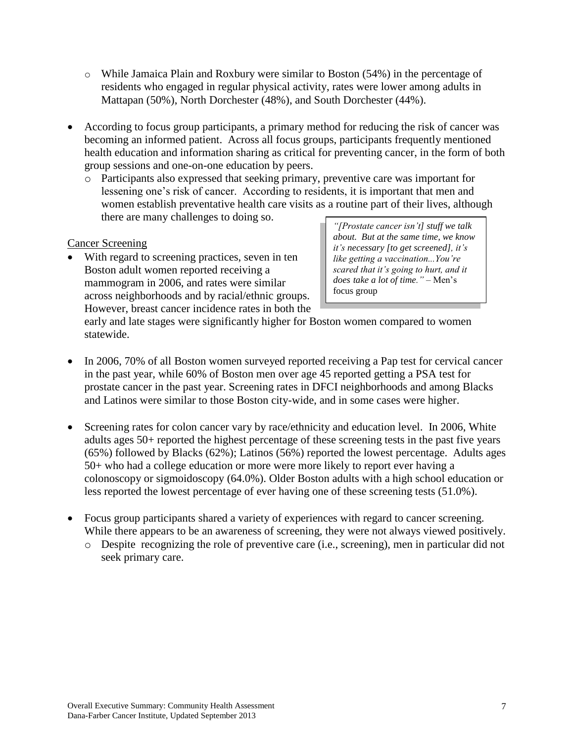- While Jamaica Plain and Roxbury were similar to Boston (54%) in the percentage of residents who engaged in regular physical activity, rates were lower among adults in Mattapan (50%), North Dorchester (48%), and South Dorchester (44%).

- According to focus group participants, a primary method for reducing the risk of cancer was becoming an informed patient. Across all focus groups, participants frequently mentioned health education and information sharing as critical for preventing cancer, in the form of both group sessions and one-on-one education by peers.
    - Participants also expressed that seeking primary, preventive care was important for lessening one's risk of cancer. According to residents, it is important that men and women establish preventative health care visits as a routine part of their lives, although there are many challenges to doing so.

> *"[Prostate cancer isn't] stuff we talk about. But at the same time, we know it's necessary [to get screened], it's like getting a vaccination...You're scared that it's going to hurt, and it does take a lot of time."* – Men's focus group

Cancer Screening

- With regard to screening practices, seven in ten Boston adult women reported receiving a mammogram in 2006, and rates were similar across neighborhoods and by racial/ethnic groups. However, breast cancer incidence rates in both the early and late stages were significantly higher for Boston women compared to women statewide.

- In 2006, 70% of all Boston women surveyed reported receiving a Pap test for cervical cancer in the past year, while 60% of Boston men over age 45 reported getting a PSA test for prostate cancer in the past year. Screening rates in DFCI neighborhoods and among Blacks and Latinos were similar to those Boston city-wide, and in some cases were higher.

- Screening rates for colon cancer vary by race/ethnicity and education level. In 2006, White adults ages 50+ reported the highest percentage of these screening tests in the past five years (65%) followed by Blacks (62%); Latinos (56%) reported the lowest percentage. Adults ages 50+ who had a college education or more were more likely to report ever having a colonoscopy or sigmoidoscopy (64.0%). Older Boston adults with a high school education or less reported the lowest percentage of ever having one of these screening tests (51.0%).

- Focus group participants shared a variety of experiences with regard to cancer screening. While there appears to be an awareness of screening, they were not always viewed positively.
    - Despite recognizing the role of preventive care (i.e., screening), men in particular did not seek primary care.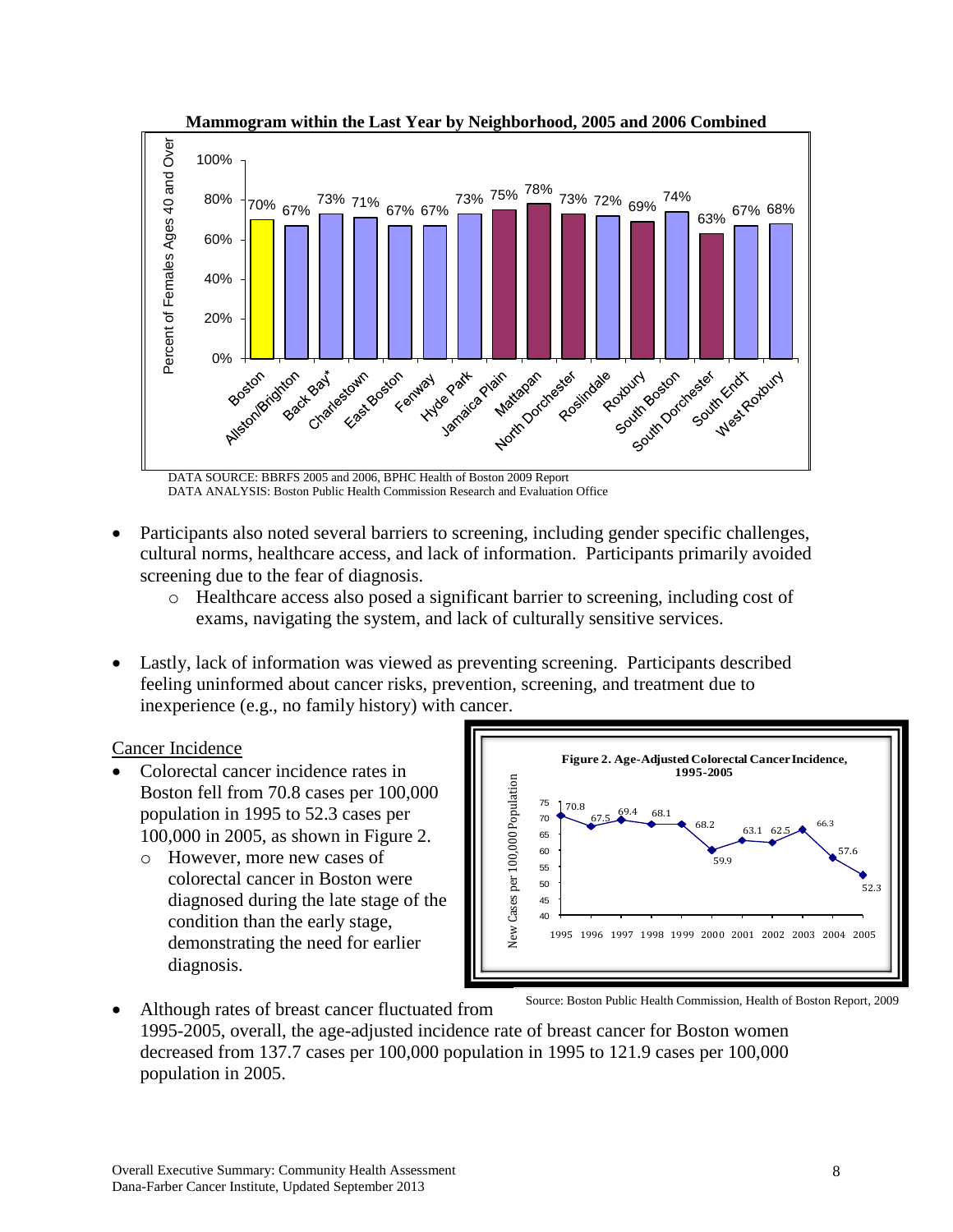**Mammogram within the Last Year by Neighborhood, 2005 and 2006 Combined**

| Neighborhood | Percent of Females Ages 40 and Over |
|---|---|
| Boston | 70% |
| Allston/Brighton | 67% |
| Back Bay* | 73% |
| Charlestown | 71% |
| East Boston | 67% |
| Fenway | 67% |
| Hyde Park | 73% |
| Jamaica Plain | 75% |
| Mattapan | 78% |
| North Dorchester | 73% |
| Roslindale | 72% |
| Roxbury | 69% |
| South Boston | 74% |
| South Dorchester | 63% |
| South End† | 67% |
| West Roxbury | 68% |

DATA SOURCE: BBRFS 2005 and 2006, BPHC Health of Boston 2009 Report
DATA ANALYSIS: Boston Public Health Commission Research and Evaluation Office

- Participants also noted several barriers to screening, including gender specific challenges, cultural norms, healthcare access, and lack of information. Participants primarily avoided screening due to the fear of diagnosis.
  - Healthcare access also posed a significant barrier to screening, including cost of exams, navigating the system, and lack of culturally sensitive services.
- Lastly, lack of information was viewed as preventing screening. Participants described feeling uninformed about cancer risks, prevention, screening, and treatment due to inexperience (e.g., no family history) with cancer.

Cancer Incidence

- Colorectal cancer incidence rates in Boston fell from 70.8 cases per 100,000 population in 1995 to 52.3 cases per 100,000 in 2005, as shown in Figure 2.
  - However, more new cases of colorectal cancer in Boston were diagnosed during the late stage of the condition than the early stage, demonstrating the need for earlier diagnosis.

**Figure 2. Age-Adjusted Colorectal Cancer Incidence, 1995-2005**

| Year | New Cases per 100,000 Population |
|---|---|
| 1995 | 70.8 |
| 1996 | 67.5 |
| 1997 | 69.4 |
| 1998 | 68.1 |
| 1999 | 68.2 |
| 2000 | 59.9 |
| 2001 | 63.1 |
| 2002 | 62.5 |
| 2003 | 66.3 |
| 2004 | 57.6 |
| 2005 | 52.3 |

Source: Boston Public Health Commission, Health of Boston Report, 2009

- Although rates of breast cancer fluctuated from 1995-2005, overall, the age-adjusted incidence rate of breast cancer for Boston women decreased from 137.7 cases per 100,000 population in 1995 to 121.9 cases per 100,000 population in 2005.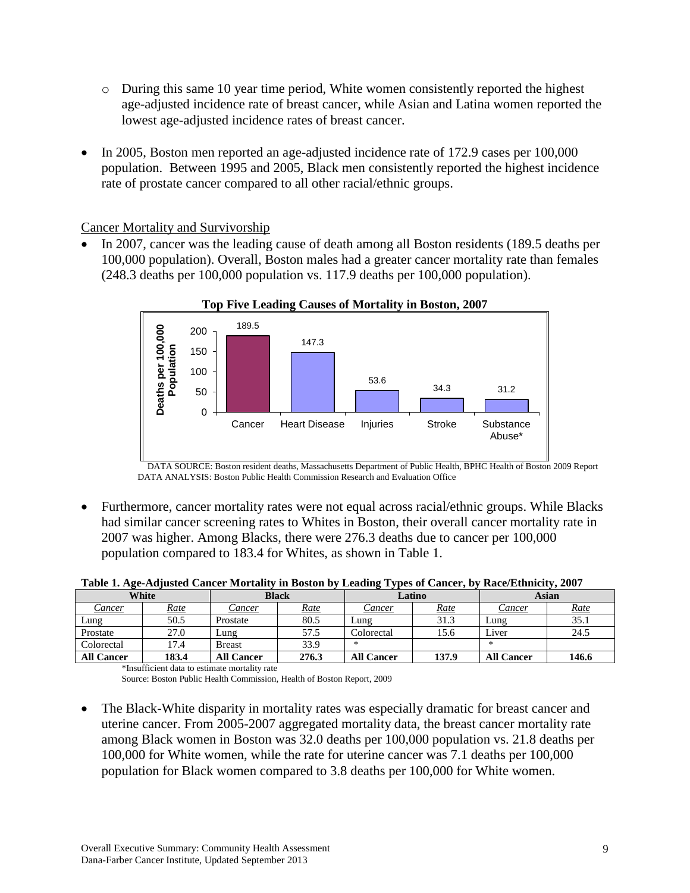- During this same 10 year time period, White women consistently reported the highest age-adjusted incidence rate of breast cancer, while Asian and Latina women reported the lowest age-adjusted incidence rates of breast cancer.

- In 2005, Boston men reported an age-adjusted incidence rate of 172.9 cases per 100,000 population. Between 1995 and 2005, Black men consistently reported the highest incidence rate of prostate cancer compared to all other racial/ethnic groups.

Cancer Mortality and Survivorship

- In 2007, cancer was the leading cause of death among all Boston residents (189.5 deaths per 100,000 population). Overall, Boston males had a greater cancer mortality rate than females (248.3 deaths per 100,000 population vs. 117.9 deaths per 100,000 population).

**Top Five Leading Causes of Mortality in Boston, 2007**

| Cause | Deaths per 100,000 Population |
|---|---|
| Cancer | 189.5 |
| Heart Disease | 147.3 |
| Injuries | 53.6 |
| Stroke | 34.3 |
| Substance Abuse* | 31.2 |

DATA SOURCE: Boston resident deaths, Massachusetts Department of Public Health, BPHC Health of Boston 2009 Report
DATA ANALYSIS: Boston Public Health Commission Research and Evaluation Office

- Furthermore, cancer mortality rates were not equal across racial/ethnic groups. While Blacks had similar cancer screening rates to Whites in Boston, their overall cancer mortality rate in 2007 was higher. Among Blacks, there were 276.3 deaths due to cancer per 100,000 population compared to 183.4 for Whites, as shown in Table 1.

**Table 1. Age-Adjusted Cancer Mortality in Boston by Leading Types of Cancer, by Race/Ethnicity, 2007**

| White | | Black | | Latino | | Asian | |
|---|---|---|---|---|---|---|---|
| Cancer | Rate | Cancer | Rate | Cancer | Rate | Cancer | Rate |
| Lung | 50.5 | Prostate | 80.5 | Lung | 31.3 | Lung | 35.1 |
| Prostate | 27.0 | Lung | 57.5 | Colorectal | 15.6 | Liver | 24.5 |
| Colorectal | 17.4 | Breast | 33.9 | * | | * | |
| **All Cancer** | **183.4** | **All Cancer** | **276.3** | **All Cancer** | **137.9** | **All Cancer** | **146.6** |

*Insufficient data to estimate mortality rate
Source: Boston Public Health Commission, Health of Boston Report, 2009

- The Black-White disparity in mortality rates was especially dramatic for breast cancer and uterine cancer. From 2005-2007 aggregated mortality data, the breast cancer mortality rate among Black women in Boston was 32.0 deaths per 100,000 population vs. 21.8 deaths per 100,000 for White women, while the rate for uterine cancer was 7.1 deaths per 100,000 population for Black women compared to 3.8 deaths per 100,000 for White women.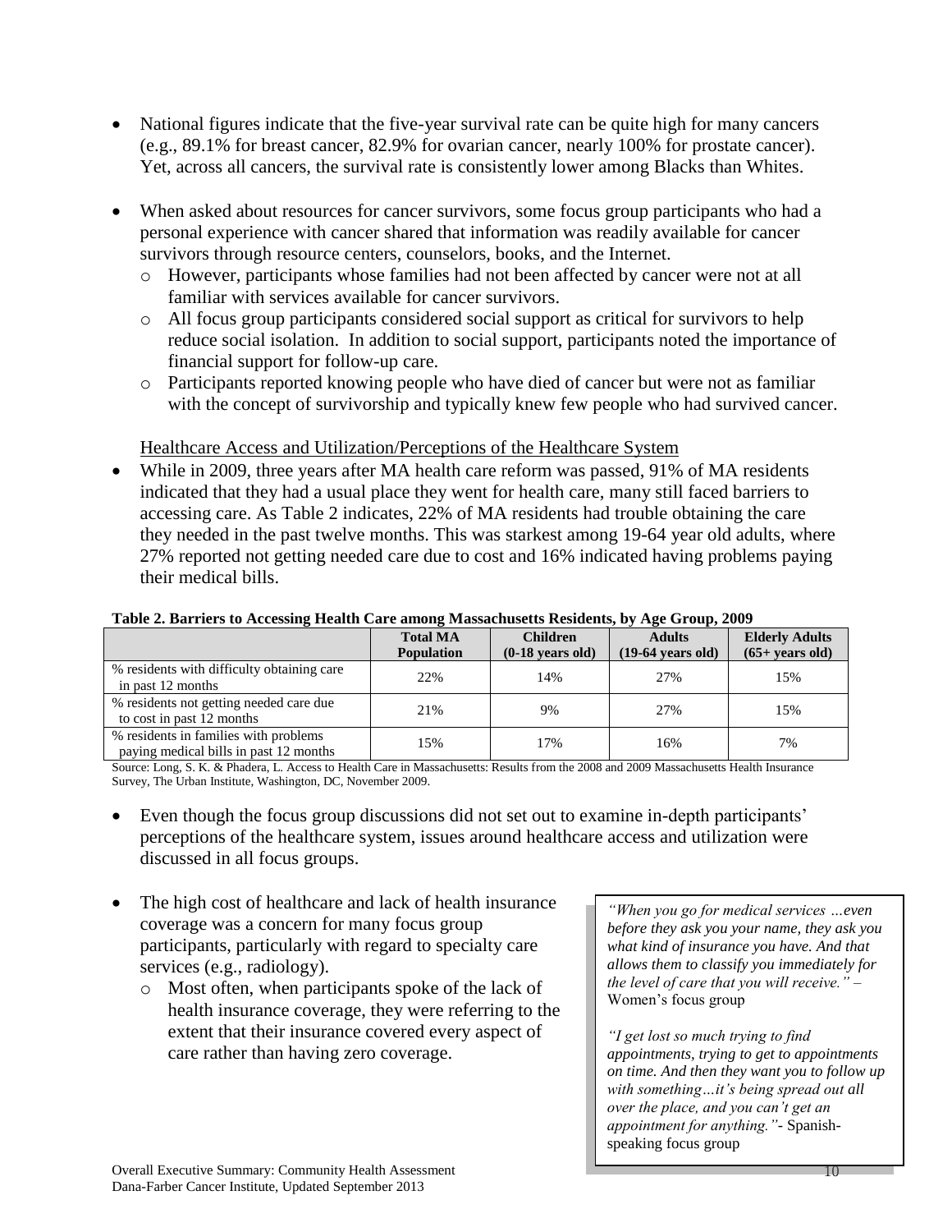- National figures indicate that the five-year survival rate can be quite high for many cancers (e.g., 89.1% for breast cancer, 82.9% for ovarian cancer, nearly 100% for prostate cancer). Yet, across all cancers, the survival rate is consistently lower among Blacks than Whites.

- When asked about resources for cancer survivors, some focus group participants who had a personal experience with cancer shared that information was readily available for cancer survivors through resource centers, counselors, books, and the Internet.
  - However, participants whose families had not been affected by cancer were not at all familiar with services available for cancer survivors.
  - All focus group participants considered social support as critical for survivors to help reduce social isolation. In addition to social support, participants noted the importance of financial support for follow-up care.
  - Participants reported knowing people who have died of cancer but were not as familiar with the concept of survivorship and typically knew few people who had survived cancer.

Healthcare Access and Utilization/Perceptions of the Healthcare System

- While in 2009, three years after MA health care reform was passed, 91% of MA residents indicated that they had a usual place they went for health care, many still faced barriers to accessing care. As Table 2 indicates, 22% of MA residents had trouble obtaining the care they needed in the past twelve months. This was starkest among 19-64 year old adults, where 27% reported not getting needed care due to cost and 16% indicated having problems paying their medical bills.

**Table 2. Barriers to Accessing Health Care among Massachusetts Residents, by Age Group, 2009**

| | Total MA Population | Children (0-18 years old) | Adults (19-64 years old) | Elderly Adults (65+ years old) |
|---|---|---|---|---|
| % residents with difficulty obtaining care in past 12 months | 22% | 14% | 27% | 15% |
| % residents not getting needed care due to cost in past 12 months | 21% | 9% | 27% | 15% |
| % residents in families with problems paying medical bills in past 12 months | 15% | 17% | 16% | 7% |

Source: Long, S. K. & Phadera, L. Access to Health Care in Massachusetts: Results from the 2008 and 2009 Massachusetts Health Insurance Survey, The Urban Institute, Washington, DC, November 2009.

- Even though the focus group discussions did not set out to examine in-depth participants' perceptions of the healthcare system, issues around healthcare access and utilization were discussed in all focus groups.

- The high cost of healthcare and lack of health insurance coverage was a concern for many focus group participants, particularly with regard to specialty care services (e.g., radiology).
  - Most often, when participants spoke of the lack of health insurance coverage, they were referring to the extent that their insurance covered every aspect of care rather than having zero coverage.

*"When you go for medical services …even before they ask you your name, they ask you what kind of insurance you have. And that allows them to classify you immediately for the level of care that you will receive."* – Women's focus group

*"I get lost so much trying to find appointments, trying to get to appointments on time. And then they want you to follow up with something…it's being spread out all over the place, and you can't get an appointment for anything."*- Spanish-speaking focus group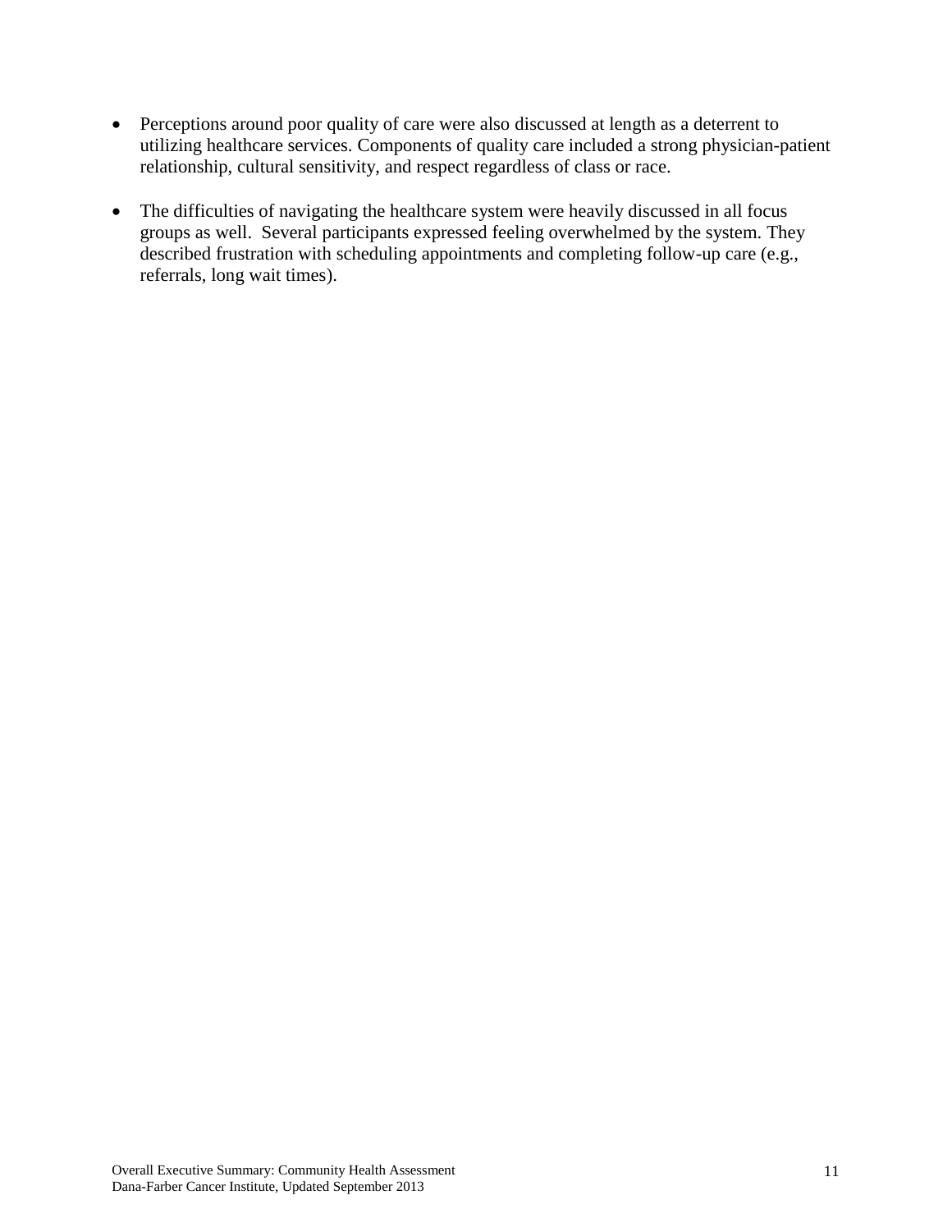- Perceptions around poor quality of care were also discussed at length as a deterrent to utilizing healthcare services. Components of quality care included a strong physician-patient relationship, cultural sensitivity, and respect regardless of class or race.

- The difficulties of navigating the healthcare system were heavily discussed in all focus groups as well. Several participants expressed feeling overwhelmed by the system. They described frustration with scheduling appointments and completing follow-up care (e.g., referrals, long wait times).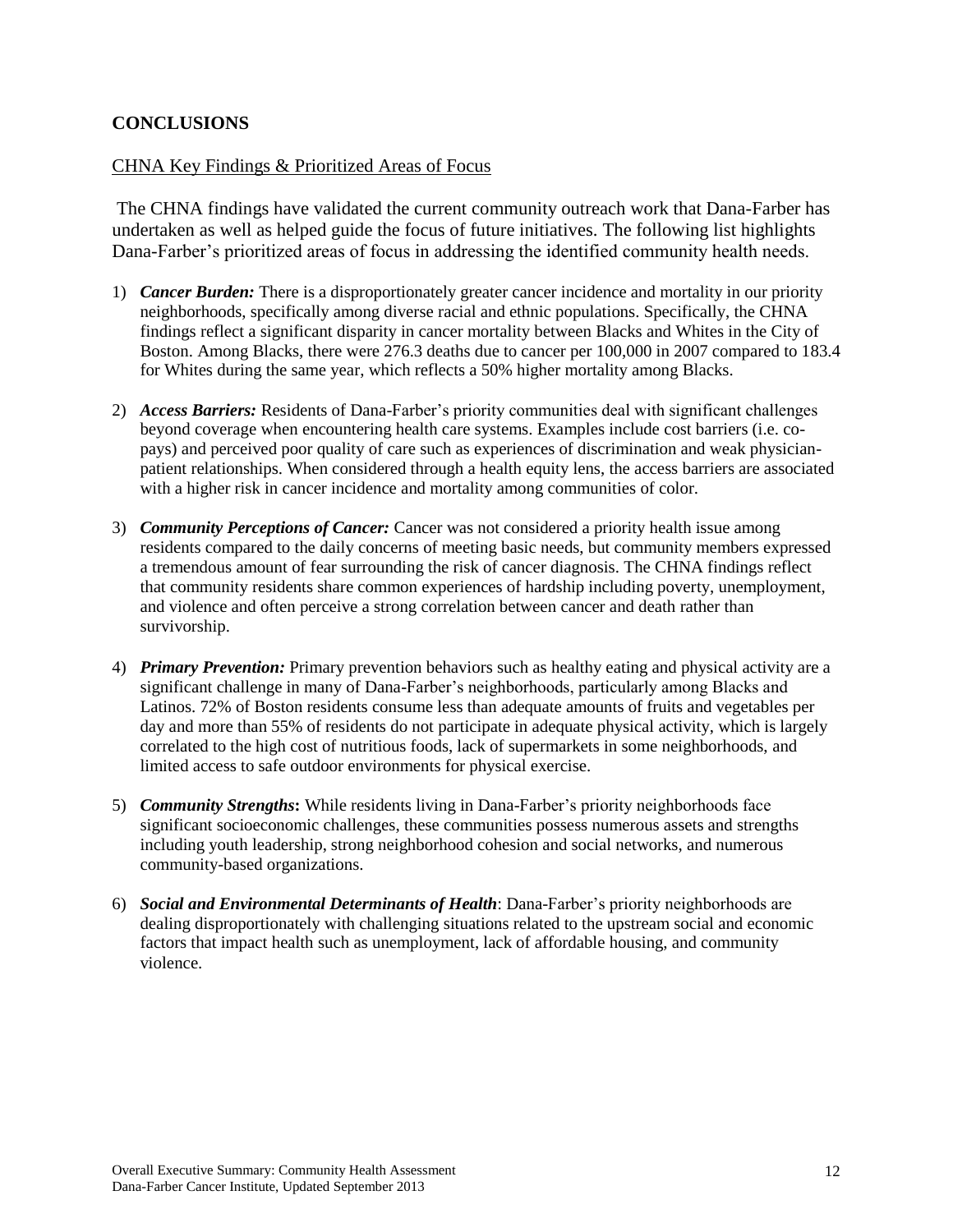## CONCLUSIONS

CHNA Key Findings & Prioritized Areas of Focus

The CHNA findings have validated the current community outreach work that Dana-Farber has undertaken as well as helped guide the focus of future initiatives. The following list highlights Dana-Farber's prioritized areas of focus in addressing the identified community health needs.

1) ***Cancer Burden:*** There is a disproportionately greater cancer incidence and mortality in our priority neighborhoods, specifically among diverse racial and ethnic populations. Specifically, the CHNA findings reflect a significant disparity in cancer mortality between Blacks and Whites in the City of Boston. Among Blacks, there were 276.3 deaths due to cancer per 100,000 in 2007 compared to 183.4 for Whites during the same year, which reflects a 50% higher mortality among Blacks.

2) ***Access Barriers:*** Residents of Dana-Farber's priority communities deal with significant challenges beyond coverage when encountering health care systems. Examples include cost barriers (i.e. co-pays) and perceived poor quality of care such as experiences of discrimination and weak physician-patient relationships. When considered through a health equity lens, the access barriers are associated with a higher risk in cancer incidence and mortality among communities of color.

3) ***Community Perceptions of Cancer:*** Cancer was not considered a priority health issue among residents compared to the daily concerns of meeting basic needs, but community members expressed a tremendous amount of fear surrounding the risk of cancer diagnosis. The CHNA findings reflect that community residents share common experiences of hardship including poverty, unemployment, and violence and often perceive a strong correlation between cancer and death rather than survivorship.

4) ***Primary Prevention:*** Primary prevention behaviors such as healthy eating and physical activity are a significant challenge in many of Dana-Farber's neighborhoods, particularly among Blacks and Latinos. 72% of Boston residents consume less than adequate amounts of fruits and vegetables per day and more than 55% of residents do not participate in adequate physical activity, which is largely correlated to the high cost of nutritious foods, lack of supermarkets in some neighborhoods, and limited access to safe outdoor environments for physical exercise.

5) ***Community Strengths*:** While residents living in Dana-Farber's priority neighborhoods face significant socioeconomic challenges, these communities possess numerous assets and strengths including youth leadership, strong neighborhood cohesion and social networks, and numerous community-based organizations.

6) ***Social and Environmental Determinants of Health***: Dana-Farber's priority neighborhoods are dealing disproportionately with challenging situations related to the upstream social and economic factors that impact health such as unemployment, lack of affordable housing, and community violence.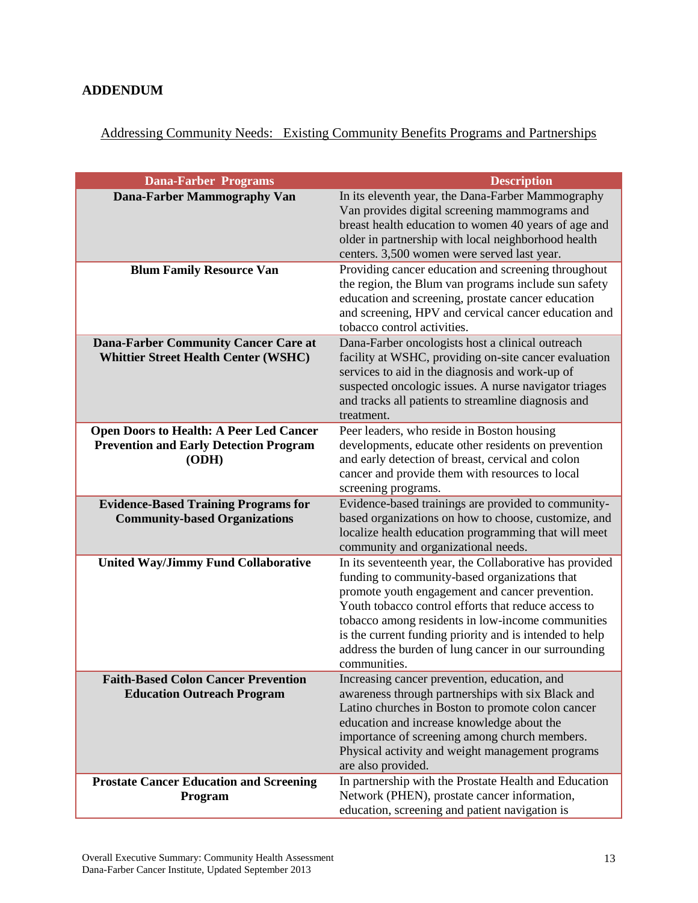**ADDENDUM**

Addressing Community Needs: Existing Community Benefits Programs and Partnerships

| Dana-Farber Programs | Description |
|---|---|
| **Dana-Farber Mammography Van** | In its eleventh year, the Dana-Farber Mammography Van provides digital screening mammograms and breast health education to women 40 years of age and older in partnership with local neighborhood health centers. 3,500 women were served last year. |
| **Blum Family Resource Van** | Providing cancer education and screening throughout the region, the Blum van programs include sun safety education and screening, prostate cancer education and screening, HPV and cervical cancer education and tobacco control activities. |
| **Dana-Farber Community Cancer Care at Whittier Street Health Center (WSHC)** | Dana-Farber oncologists host a clinical outreach facility at WSHC, providing on-site cancer evaluation services to aid in the diagnosis and work-up of suspected oncologic issues. A nurse navigator triages and tracks all patients to streamline diagnosis and treatment. |
| **Open Doors to Health: A Peer Led Cancer Prevention and Early Detection Program (ODH)** | Peer leaders, who reside in Boston housing developments, educate other residents on prevention and early detection of breast, cervical and colon cancer and provide them with resources to local screening programs. |
| **Evidence-Based Training Programs for Community-based Organizations** | Evidence-based trainings are provided to community-based organizations on how to choose, customize, and localize health education programming that will meet community and organizational needs. |
| **United Way/Jimmy Fund Collaborative** | In its seventeenth year, the Collaborative has provided funding to community-based organizations that promote youth engagement and cancer prevention. Youth tobacco control efforts that reduce access to tobacco among residents in low-income communities is the current funding priority and is intended to help address the burden of lung cancer in our surrounding communities. |
| **Faith-Based Colon Cancer Prevention Education Outreach Program** | Increasing cancer prevention, education, and awareness through partnerships with six Black and Latino churches in Boston to promote colon cancer education and increase knowledge about the importance of screening among church members. Physical activity and weight management programs are also provided. |
| **Prostate Cancer Education and Screening Program** | In partnership with the Prostate Health and Education Network (PHEN), prostate cancer information, education, screening and patient navigation is |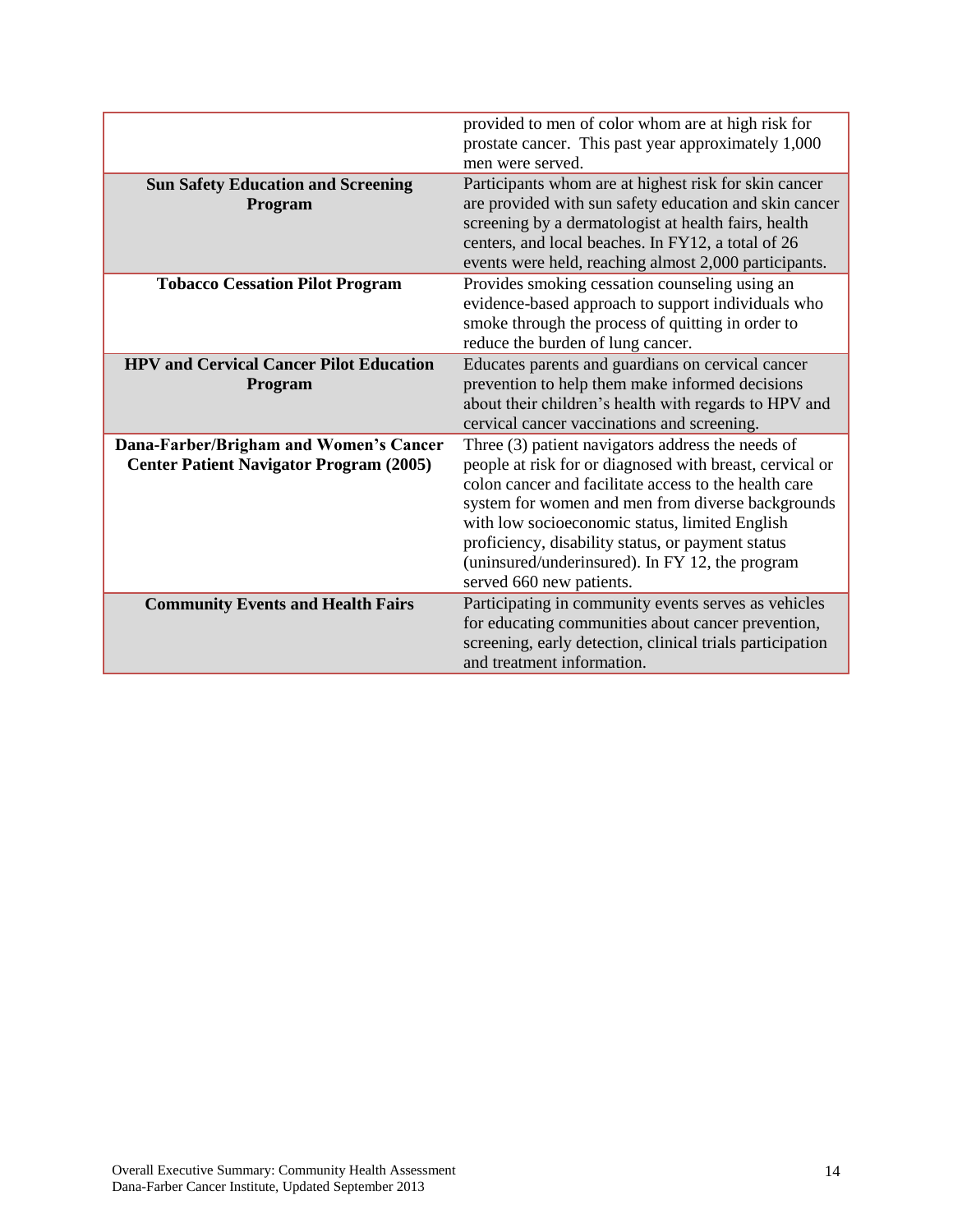| | |
|---|---|
| | provided to men of color whom are at high risk for prostate cancer. This past year approximately 1,000 men were served. |
| **Sun Safety Education and Screening Program** | Participants whom are at highest risk for skin cancer are provided with sun safety education and skin cancer screening by a dermatologist at health fairs, health centers, and local beaches. In FY12, a total of 26 events were held, reaching almost 2,000 participants. |
| **Tobacco Cessation Pilot Program** | Provides smoking cessation counseling using an evidence-based approach to support individuals who smoke through the process of quitting in order to reduce the burden of lung cancer. |
| **HPV and Cervical Cancer Pilot Education Program** | Educates parents and guardians on cervical cancer prevention to help them make informed decisions about their children's health with regards to HPV and cervical cancer vaccinations and screening. |
| **Dana-Farber/Brigham and Women's Cancer Center Patient Navigator Program (2005)** | Three (3) patient navigators address the needs of people at risk for or diagnosed with breast, cervical or colon cancer and facilitate access to the health care system for women and men from diverse backgrounds with low socioeconomic status, limited English proficiency, disability status, or payment status (uninsured/underinsured). In FY 12, the program served 660 new patients. |
| **Community Events and Health Fairs** | Participating in community events serves as vehicles for educating communities about cancer prevention, screening, early detection, clinical trials participation and treatment information. |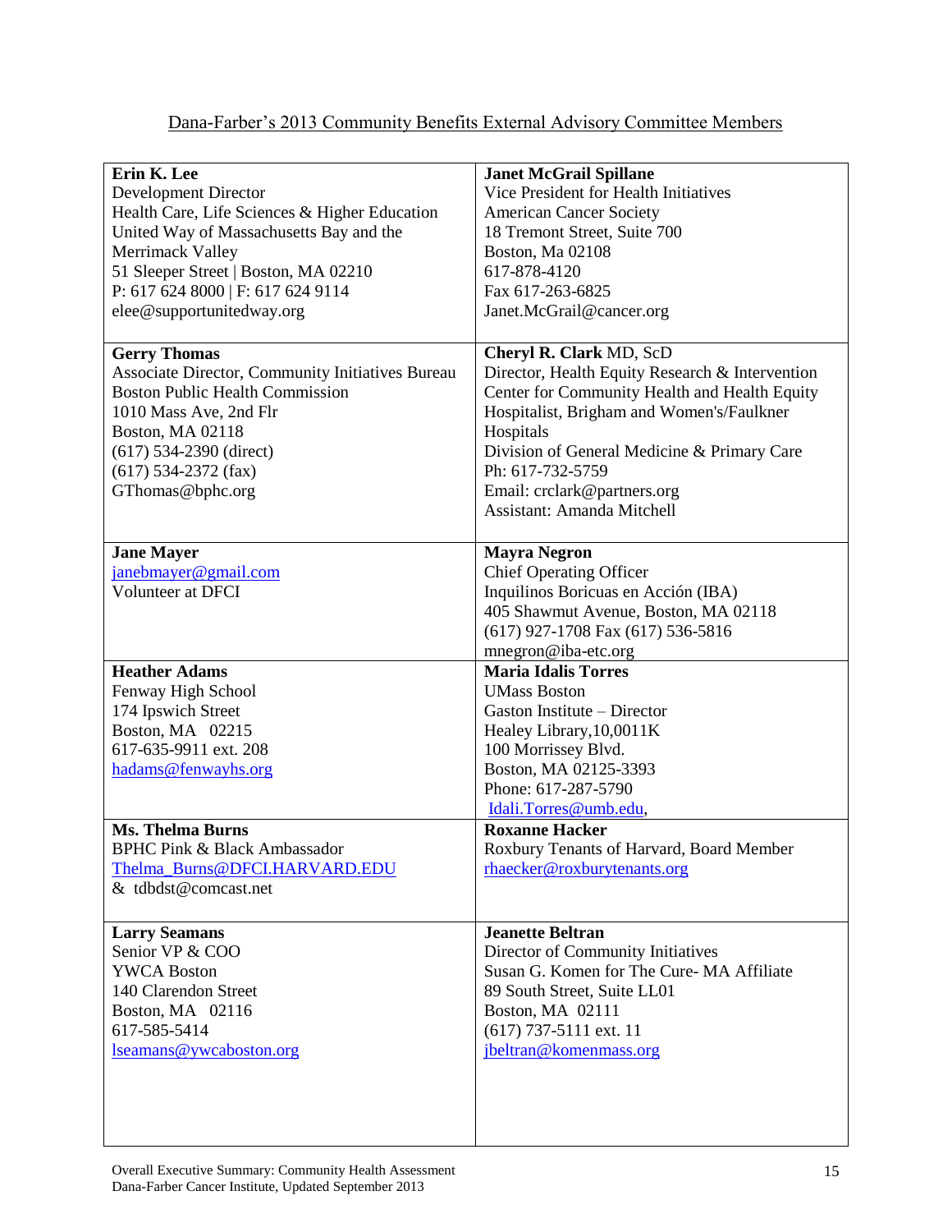Dana-Farber's 2013 Community Benefits External Advisory Committee Members

| | |
|---|---|
| **Erin K. Lee**<br>Development Director<br>Health Care, Life Sciences & Higher Education<br>United Way of Massachusetts Bay and the Merrimack Valley<br>51 Sleeper Street \| Boston, MA 02210<br>P: 617 624 8000 \| F: 617 624 9114<br>elee@supportunitedway.org | **Janet McGrail Spillane**<br>Vice President for Health Initiatives<br>American Cancer Society<br>18 Tremont Street, Suite 700<br>Boston, Ma 02108<br>617-878-4120<br>Fax 617-263-6825<br>Janet.McGrail@cancer.org |
| **Gerry Thomas**<br>Associate Director, Community Initiatives Bureau<br>Boston Public Health Commission<br>1010 Mass Ave, 2nd Flr<br>Boston, MA 02118<br>(617) 534-2390 (direct)<br>(617) 534-2372 (fax)<br>GThomas@bphc.org | **Cheryl R. Clark** MD, ScD<br>Director, Health Equity Research & Intervention<br>Center for Community Health and Health Equity<br>Hospitalist, Brigham and Women's/Faulkner Hospitals<br>Division of General Medicine & Primary Care<br>Ph: 617-732-5759<br>Email: crclark@partners.org<br>Assistant: Amanda Mitchell |
| **Jane Mayer**<br>janebmayer@gmail.com<br>Volunteer at DFCI | **Mayra Negron**<br>Chief Operating Officer<br>Inquilinos Boricuas en Acción (IBA)<br>405 Shawmut Avenue, Boston, MA 02118<br>(617) 927-1708 Fax (617) 536-5816<br>mnegron@iba-etc.org |
| **Heather Adams**<br>Fenway High School<br>174 Ipswich Street<br>Boston, MA 02215<br>617-635-9911 ext. 208<br>hadams@fenwayhs.org | **Maria Idalis Torres**<br>UMass Boston<br>Gaston Institute – Director<br>Healey Library,10,0011K<br>100 Morrissey Blvd.<br>Boston, MA 02125-3393<br>Phone: 617-287-5790<br>Idali.Torres@umb.edu, |
| **Ms. Thelma Burns**<br>BPHC Pink & Black Ambassador<br>Thelma_Burns@DFCI.HARVARD.EDU<br>& tdbdst@comcast.net | **Roxanne Hacker**<br>Roxbury Tenants of Harvard, Board Member<br>rhaecker@roxburytenants.org |
| **Larry Seamans**<br>Senior VP & COO<br>YWCA Boston<br>140 Clarendon Street<br>Boston, MA 02116<br>617-585-5414<br>lseamans@ywcaboston.org | **Jeanette Beltran**<br>Director of Community Initiatives<br>Susan G. Komen for The Cure- MA Affiliate<br>89 South Street, Suite LL01<br>Boston, MA 02111<br>(617) 737-5111 ext. 11<br>jbeltran@komenmass.org |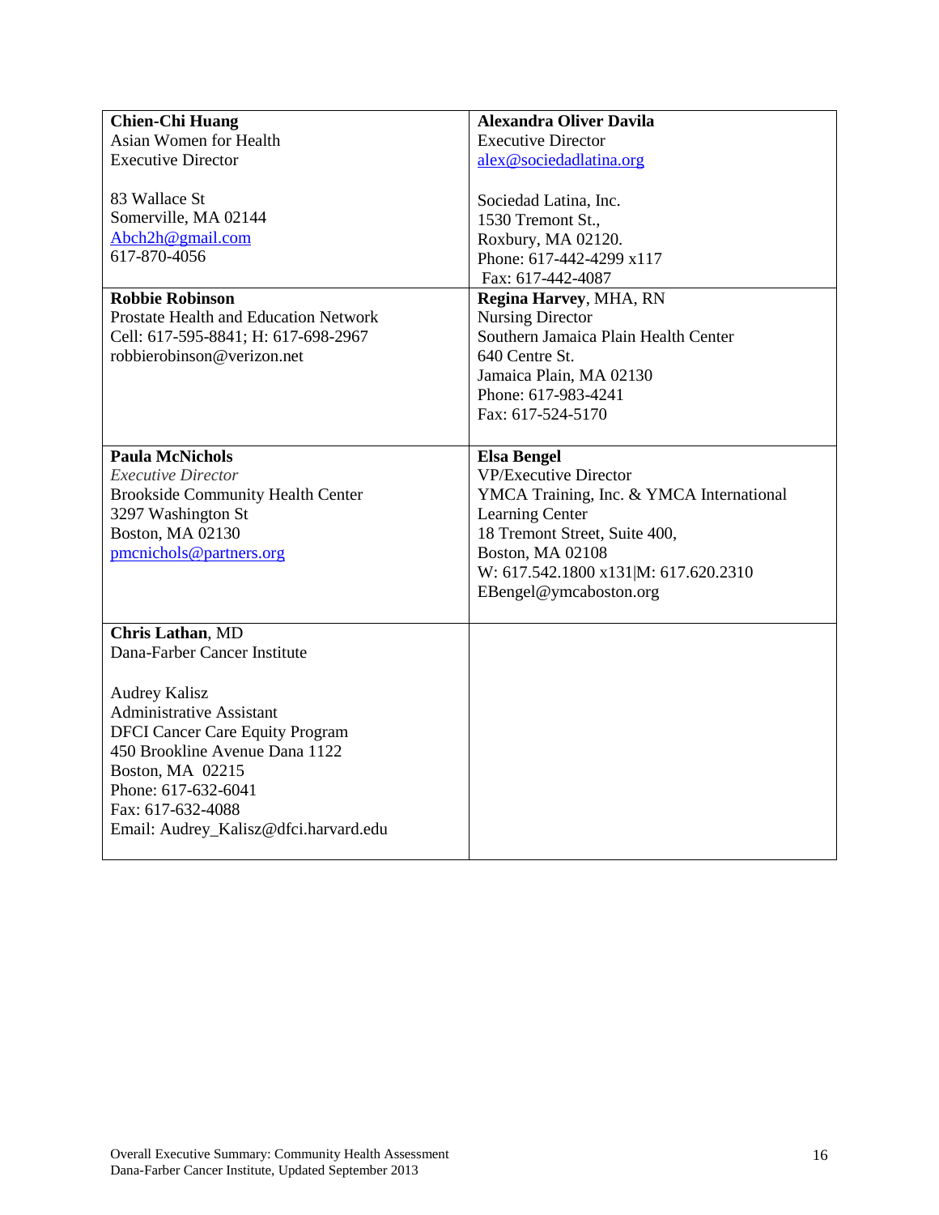| | |
|---|---|
| **Chien-Chi Huang**<br>Asian Women for Health<br>Executive Director<br><br>83 Wallace St<br>Somerville, MA 02144<br>Abch2h@gmail.com<br>617-870-4056 | **Alexandra Oliver Davila**<br>Executive Director<br>alex@sociedadlatina.org<br><br>Sociedad Latina, Inc.<br>1530 Tremont St.,<br>Roxbury, MA 02120.<br>Phone: 617-442-4299 x117<br>Fax: 617-442-4087 |
| **Robbie Robinson**<br>Prostate Health and Education Network<br>Cell: 617-595-8841; H: 617-698-2967<br>robbierobinson@verizon.net | **Regina Harvey**, MHA, RN<br>Nursing Director<br>Southern Jamaica Plain Health Center<br>640 Centre St.<br>Jamaica Plain, MA 02130<br>Phone: 617-983-4241<br>Fax: 617-524-5170 |
| **Paula McNichols**<br>*Executive Director*<br>Brookside Community Health Center<br>3297 Washington St<br>Boston, MA 02130<br>pmcnichols@partners.org | **Elsa Bengel**<br>VP/Executive Director<br>YMCA Training, Inc. & YMCA International Learning Center<br>18 Tremont Street, Suite 400,<br>Boston, MA 02108<br>W: 617.542.1800 x131\|M: 617.620.2310<br>EBengel@ymcaboston.org |
| **Chris Lathan**, MD<br>Dana-Farber Cancer Institute<br><br>Audrey Kalisz<br>Administrative Assistant<br>DFCI Cancer Care Equity Program<br>450 Brookline Avenue Dana 1122<br>Boston, MA 02215<br>Phone: 617-632-6041<br>Fax: 617-632-4088<br>Email: Audrey_Kalisz@dfci.harvard.edu | |